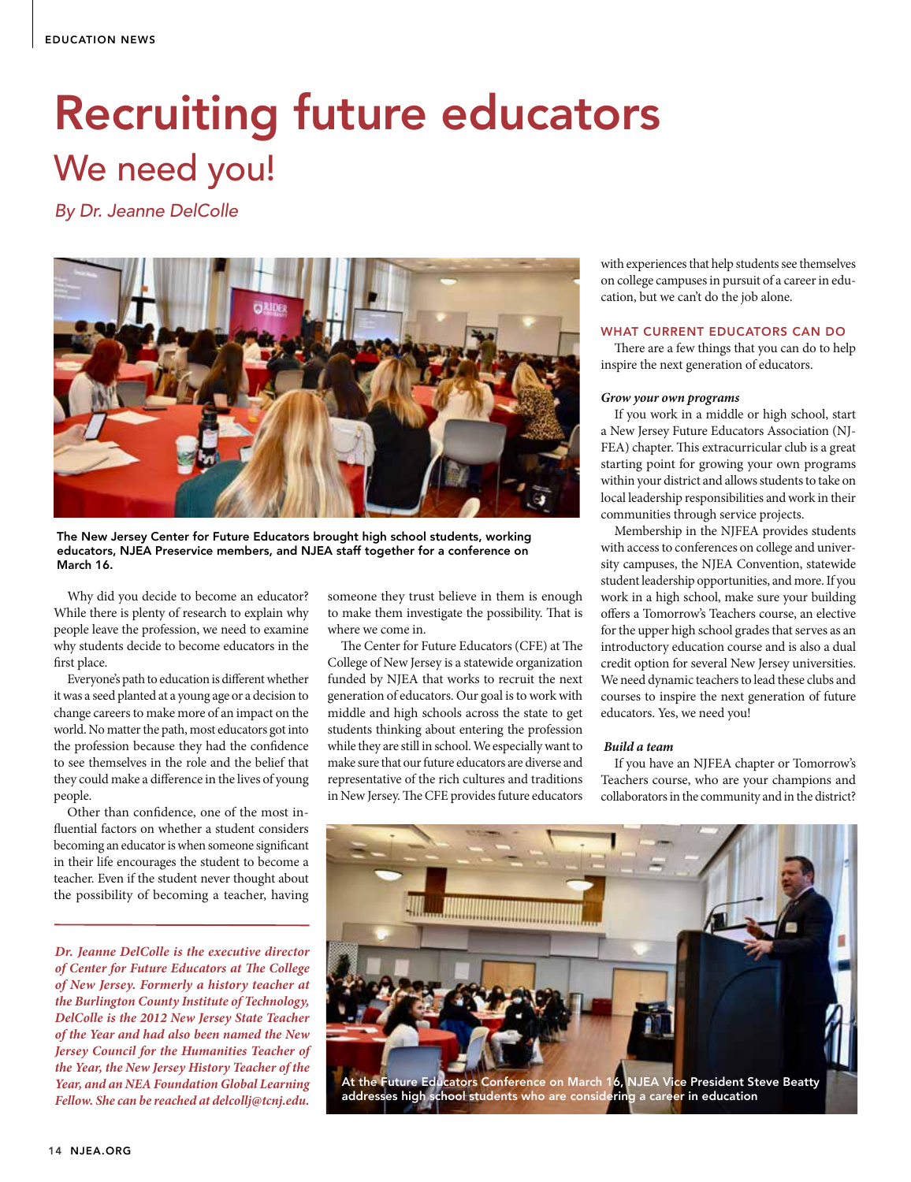# Recruiting future educators

## We need you!

*By Dr. Jeanne DelColle*

The New Jersey Center for Future Educators brought high school students, working educators, NJEA Preservice members, and NJEA staff together for a conference on March 16.

Why did you decide to become an educator? While there is plenty of research to explain why people leave the profession, we need to examine why students decide to become educators in the first place.

Everyone's path to education is different whether it was a seed planted at a young age or a decision to change careers to make more of an impact on the world. No matter the path, most educators got into the profession because they had the confidence to see themselves in the role and the belief that they could make a difference in the lives of young people.

Other than confidence, one of the most influential factors on whether a student considers becoming an educator is when someone significant in their life encourages the student to become a teacher. Even if the student never thought about the possibility of becoming a teacher, having someone they trust believe in them is enough to make them investigate the possibility. That is where we come in.

The Center for Future Educators (CFE) at The College of New Jersey is a statewide organization funded by NJEA that works to recruit the next generation of educators. Our goal is to work with middle and high schools across the state to get students thinking about entering the profession while they are still in school. We especially want to make sure that our future educators are diverse and representative of the rich cultures and traditions in New Jersey. The CFE provides future educators with experiences that help students see themselves on college campuses in pursuit of a career in education, but we can't do the job alone.

### WHAT CURRENT EDUCATORS CAN DO

There are a few things that you can do to help inspire the next generation of educators.

***Grow your own programs***

If you work in a middle or high school, start a New Jersey Future Educators Association (NJFEA) chapter. This extracurricular club is a great starting point for growing your own programs within your district and allows students to take on local leadership responsibilities and work in their communities through service projects.

Membership in the NJFEA provides students with access to conferences on college and university campuses, the NJEA Convention, statewide student leadership opportunities, and more. If you work in a high school, make sure your building offers a Tomorrow's Teachers course, an elective for the upper high school grades that serves as an introductory education course and is also a dual credit option for several New Jersey universities. We need dynamic teachers to lead these clubs and courses to inspire the next generation of future educators. Yes, we need you!

***Build a team***

If you have an NJFEA chapter or Tomorrow's Teachers course, who are your champions and collaborators in the community and in the district?

***Dr. Jeanne DelColle is the executive director of Center for Future Educators at The College of New Jersey. Formerly a history teacher at the Burlington County Institute of Technology, DelColle is the 2012 New Jersey State Teacher of the Year and had also been named the New Jersey Council for the Humanities Teacher of the Year, the New Jersey History Teacher of the Year, and an NEA Foundation Global Learning Fellow. She can be reached at delcollj@tcnj.edu.***

At the Future Educators Conference on March 16, NJEA Vice President Steve Beatty addresses high school students who are considering a career in education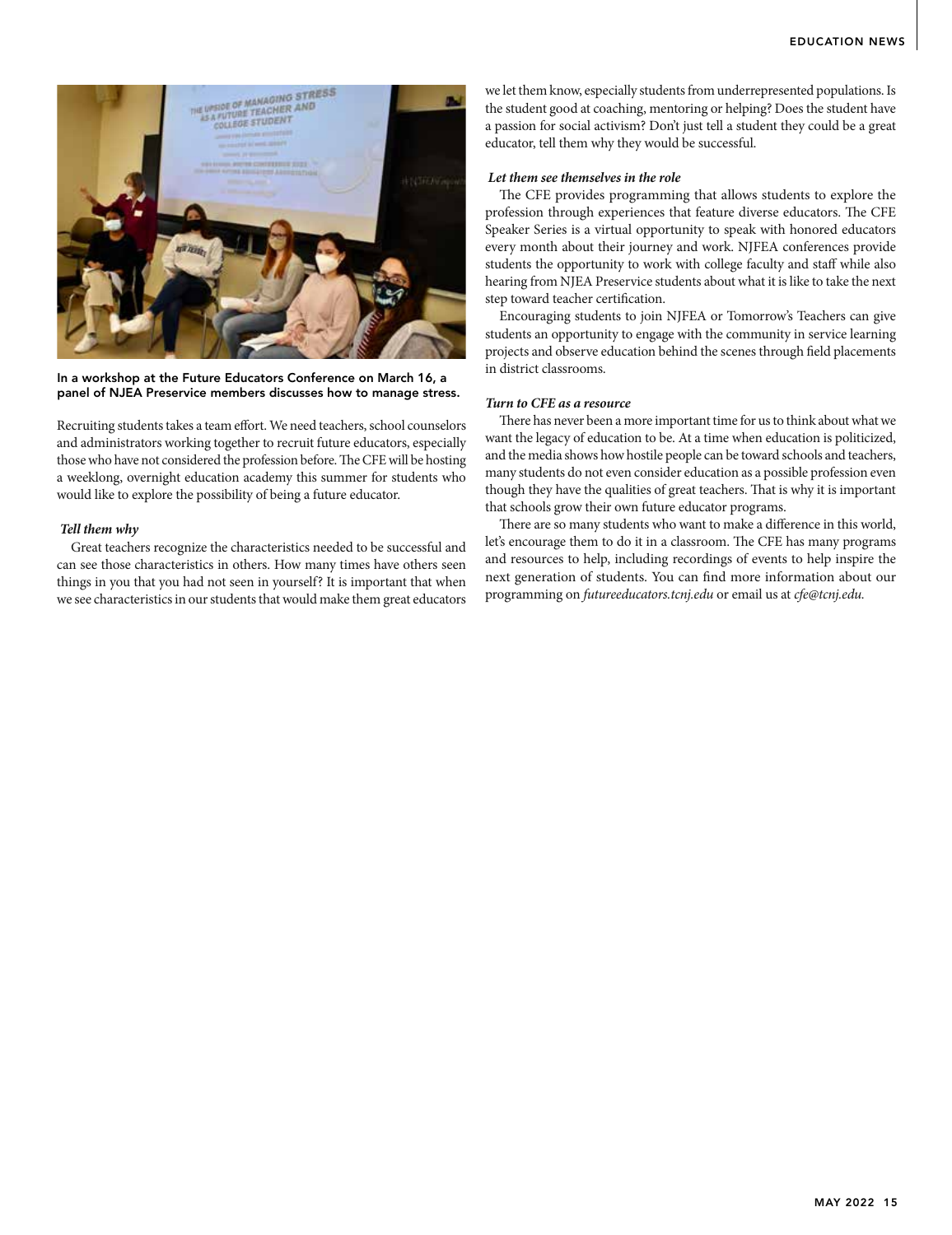In a workshop at the Future Educators Conference on March 16, a panel of NJEA Preservice members discusses how to manage stress.

Recruiting students takes a team effort. We need teachers, school counselors and administrators working together to recruit future educators, especially those who have not considered the profession before. The CFE will be hosting a weeklong, overnight education academy this summer for students who would like to explore the possibility of being a future educator.

***Tell them why***

Great teachers recognize the characteristics needed to be successful and can see those characteristics in others. How many times have others seen things in you that you had not seen in yourself? It is important that when we see characteristics in our students that would make them great educators we let them know, especially students from underrepresented populations. Is the student good at coaching, mentoring or helping? Does the student have a passion for social activism? Don't just tell a student they could be a great educator, tell them why they would be successful.

***Let them see themselves in the role***

The CFE provides programming that allows students to explore the profession through experiences that feature diverse educators. The CFE Speaker Series is a virtual opportunity to speak with honored educators every month about their journey and work. NJFEA conferences provide students the opportunity to work with college faculty and staff while also hearing from NJEA Preservice students about what it is like to take the next step toward teacher certification.

Encouraging students to join NJFEA or Tomorrow's Teachers can give students an opportunity to engage with the community in service learning projects and observe education behind the scenes through field placements in district classrooms.

***Turn to CFE as a resource***

There has never been a more important time for us to think about what we want the legacy of education to be. At a time when education is politicized, and the media shows how hostile people can be toward schools and teachers, many students do not even consider education as a possible profession even though they have the qualities of great teachers. That is why it is important that schools grow their own future educator programs.

There are so many students who want to make a difference in this world, let's encourage them to do it in a classroom. The CFE has many programs and resources to help, including recordings of events to help inspire the next generation of students. You can find more information about our programming on *futureeducators.tcnj.edu* or email us at *cfe@tcnj.edu.*